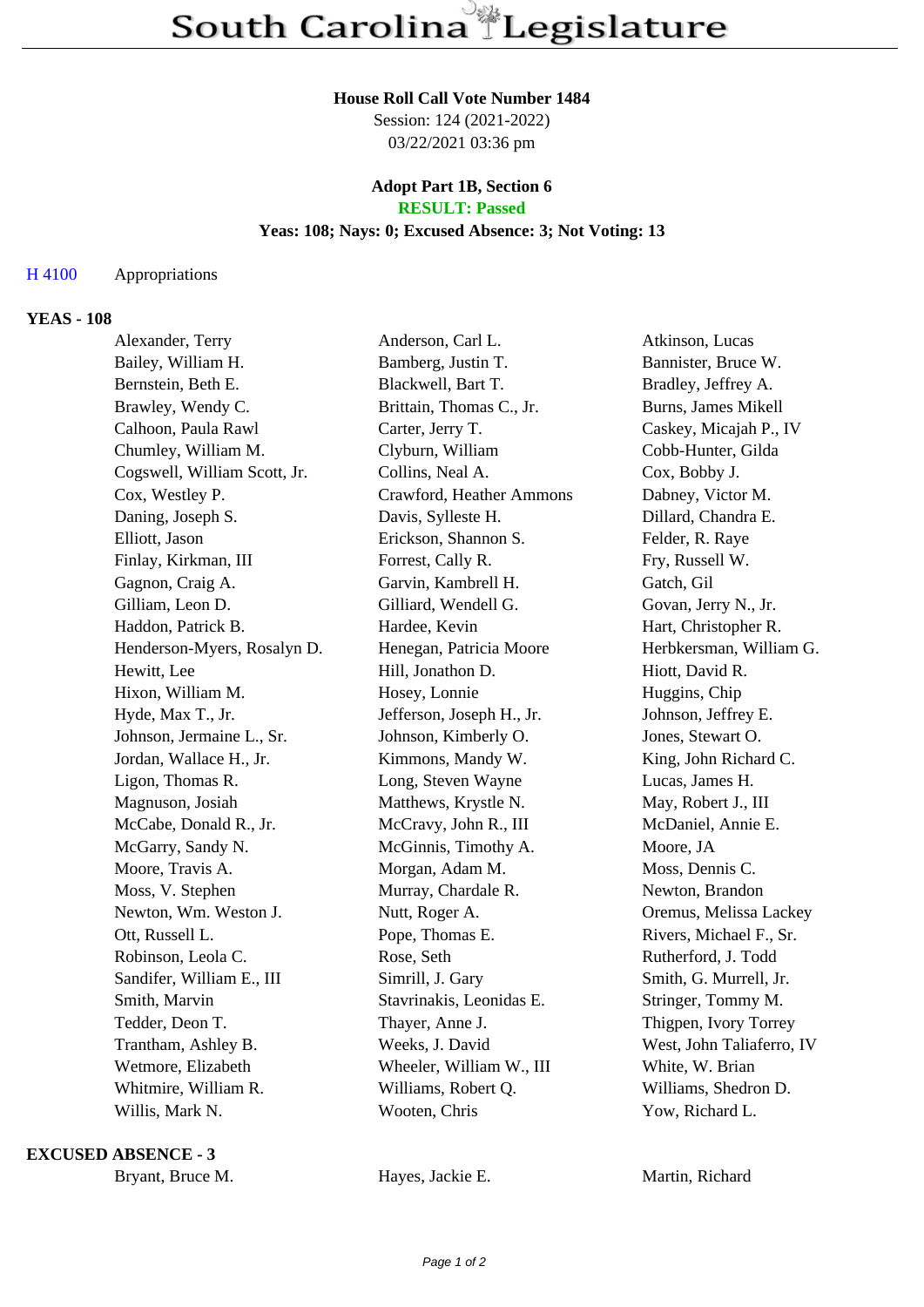# South Carolina Legislature

**House Roll Call Vote Number 1484**

Session: 124 (2021-2022)

03/22/2021 03:36 pm

**Adopt Part 1B, Section 6**

**RESULT: Passed**

**Yeas: 108; Nays: 0; Excused Absence: 3; Not Voting: 13**

H 4100 Appropriations

**YEAS - 108**

| | | |
|---|---|---|
| Alexander, Terry | Anderson, Carl L. | Atkinson, Lucas |
| Bailey, William H. | Bamberg, Justin T. | Bannister, Bruce W. |
| Bernstein, Beth E. | Blackwell, Bart T. | Bradley, Jeffrey A. |
| Brawley, Wendy C. | Brittain, Thomas C., Jr. | Burns, James Mikell |
| Calhoon, Paula Rawl | Carter, Jerry T. | Caskey, Micajah P., IV |
| Chumley, William M. | Clyburn, William | Cobb-Hunter, Gilda |
| Cogswell, William Scott, Jr. | Collins, Neal A. | Cox, Bobby J. |
| Cox, Westley P. | Crawford, Heather Ammons | Dabney, Victor M. |
| Daning, Joseph S. | Davis, Sylleste H. | Dillard, Chandra E. |
| Elliott, Jason | Erickson, Shannon S. | Felder, R. Raye |
| Finlay, Kirkman, III | Forrest, Cally R. | Fry, Russell W. |
| Gagnon, Craig A. | Garvin, Kambrell H. | Gatch, Gil |
| Gilliam, Leon D. | Gilliard, Wendell G. | Govan, Jerry N., Jr. |
| Haddon, Patrick B. | Hardee, Kevin | Hart, Christopher R. |
| Henderson-Myers, Rosalyn D. | Henegan, Patricia Moore | Herbkersman, William G. |
| Hewitt, Lee | Hill, Jonathon D. | Hiott, David R. |
| Hixon, William M. | Hosey, Lonnie | Huggins, Chip |
| Hyde, Max T., Jr. | Jefferson, Joseph H., Jr. | Johnson, Jeffrey E. |
| Johnson, Jermaine L., Sr. | Johnson, Kimberly O. | Jones, Stewart O. |
| Jordan, Wallace H., Jr. | Kimmons, Mandy W. | King, John Richard C. |
| Ligon, Thomas R. | Long, Steven Wayne | Lucas, James H. |
| Magnuson, Josiah | Matthews, Krystle N. | May, Robert J., III |
| McCabe, Donald R., Jr. | McCravy, John R., III | McDaniel, Annie E. |
| McGarry, Sandy N. | McGinnis, Timothy A. | Moore, JA |
| Moore, Travis A. | Morgan, Adam M. | Moss, Dennis C. |
| Moss, V. Stephen | Murray, Chardale R. | Newton, Brandon |
| Newton, Wm. Weston J. | Nutt, Roger A. | Oremus, Melissa Lackey |
| Ott, Russell L. | Pope, Thomas E. | Rivers, Michael F., Sr. |
| Robinson, Leola C. | Rose, Seth | Rutherford, J. Todd |
| Sandifer, William E., III | Simrill, J. Gary | Smith, G. Murrell, Jr. |
| Smith, Marvin | Stavrinakis, Leonidas E. | Stringer, Tommy M. |
| Tedder, Deon T. | Thayer, Anne J. | Thigpen, Ivory Torrey |
| Trantham, Ashley B. | Weeks, J. David | West, John Taliaferro, IV |
| Wetmore, Elizabeth | Wheeler, William W., III | White, W. Brian |
| Whitmire, William R. | Williams, Robert Q. | Williams, Shedron D. |
| Willis, Mark N. | Wooten, Chris | Yow, Richard L. |

**EXCUSED ABSENCE - 3**

| | | |
|---|---|---|
| Bryant, Bruce M. | Hayes, Jackie E. | Martin, Richard |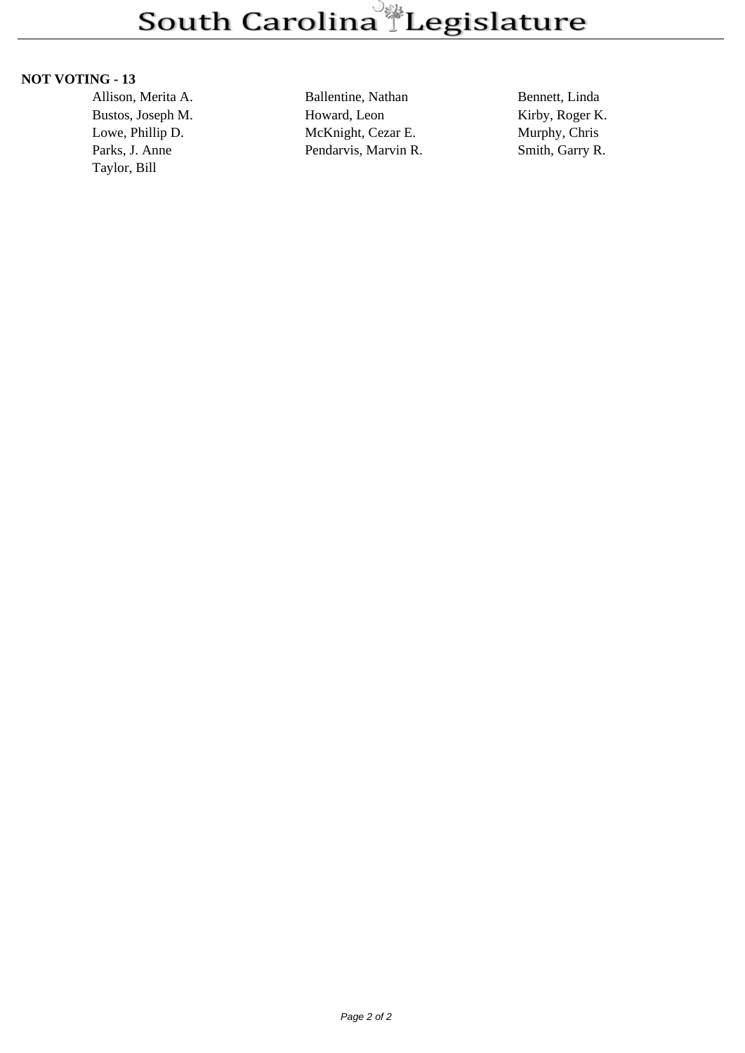**NOT VOTING - 13**

| | | |
|---|---|---|
| Allison, Merita A. | Ballentine, Nathan | Bennett, Linda |
| Bustos, Joseph M. | Howard, Leon | Kirby, Roger K. |
| Lowe, Phillip D. | McKnight, Cezar E. | Murphy, Chris |
| Parks, J. Anne | Pendarvis, Marvin R. | Smith, Garry R. |
| Taylor, Bill | | |